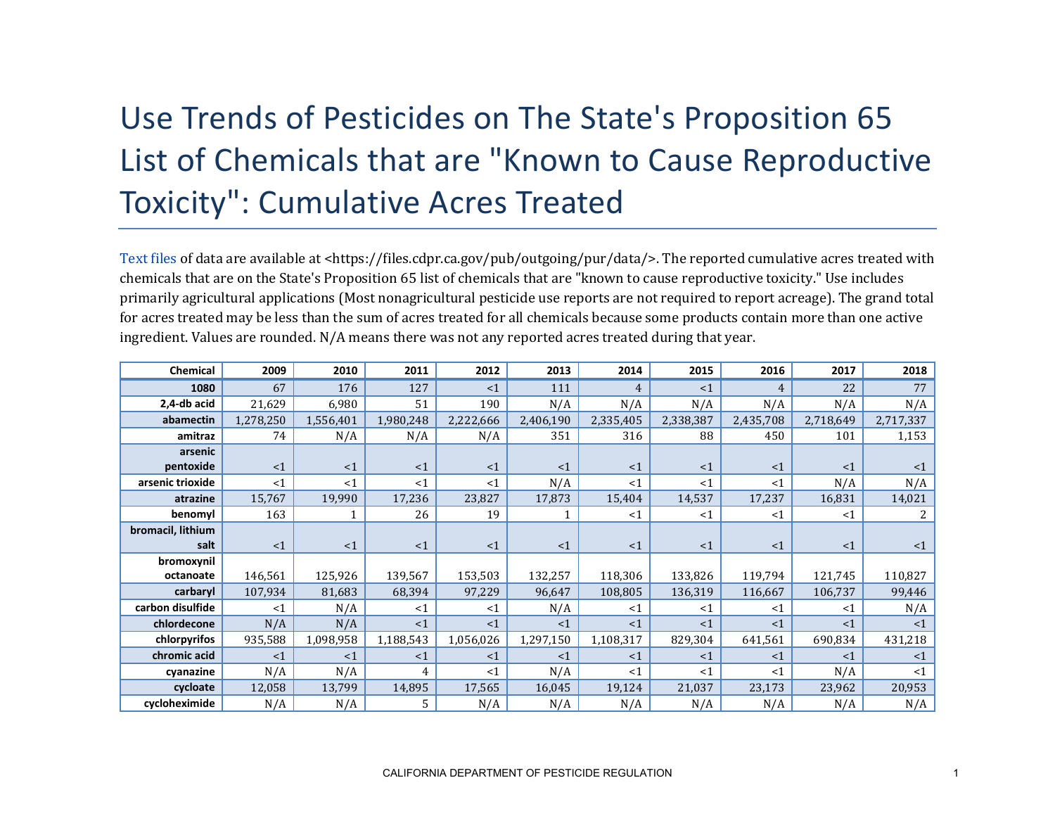# Use Trends of Pesticides on The State's Proposition 65 List of Chemicals that are "Known to Cause Reproductive Toxicity": Cumulative Acres Treated

Text files of data are available at <https://files.cdpr.ca.gov/pub/outgoing/pur/data/>. The reported cumulative acres treated with chemicals that are on the State's Proposition 65 list of chemicals that are "known to cause reproductive toxicity." Use includes primarily agricultural applications (Most nonagricultural pesticide use reports are not required to report acreage). The grand total for acres treated may be less than the sum of acres treated for all chemicals because some products contain more than one active ingredient. Values are rounded. N/A means there was not any reported acres treated during that year.

| Chemical | 2009 | 2010 | 2011 | 2012 | 2013 | 2014 | 2015 | 2016 | 2017 | 2018 |
|---|---|---|---|---|---|---|---|---|---|---|
| 1080 | 67 | 176 | 127 | <1 | 111 | 4 | <1 | 4 | 22 | 77 |
| 2,4-db acid | 21,629 | 6,980 | 51 | 190 | N/A | N/A | N/A | N/A | N/A | N/A |
| abamectin | 1,278,250 | 1,556,401 | 1,980,248 | 2,222,666 | 2,406,190 | 2,335,405 | 2,338,387 | 2,435,708 | 2,718,649 | 2,717,337 |
| amitraz | 74 | N/A | N/A | N/A | 351 | 316 | 88 | 450 | 101 | 1,153 |
| arsenic pentoxide | <1 | <1 | <1 | <1 | <1 | <1 | <1 | <1 | <1 | <1 |
| arsenic trioxide | <1 | <1 | <1 | <1 | N/A | <1 | <1 | <1 | N/A | N/A |
| atrazine | 15,767 | 19,990 | 17,236 | 23,827 | 17,873 | 15,404 | 14,537 | 17,237 | 16,831 | 14,021 |
| benomyl | 163 | 1 | 26 | 19 | 1 | <1 | <1 | <1 | <1 | 2 |
| bromacil, lithium salt | <1 | <1 | <1 | <1 | <1 | <1 | <1 | <1 | <1 | <1 |
| bromoxynil octanoate | 146,561 | 125,926 | 139,567 | 153,503 | 132,257 | 118,306 | 133,826 | 119,794 | 121,745 | 110,827 |
| carbaryl | 107,934 | 81,683 | 68,394 | 97,229 | 96,647 | 108,805 | 136,319 | 116,667 | 106,737 | 99,446 |
| carbon disulfide | <1 | N/A | <1 | <1 | N/A | <1 | <1 | <1 | <1 | N/A |
| chlordecone | N/A | N/A | <1 | <1 | <1 | <1 | <1 | <1 | <1 | <1 |
| chlorpyrifos | 935,588 | 1,098,958 | 1,188,543 | 1,056,026 | 1,297,150 | 1,108,317 | 829,304 | 641,561 | 690,834 | 431,218 |
| chromic acid | <1 | <1 | <1 | <1 | <1 | <1 | <1 | <1 | <1 | <1 |
| cyanazine | N/A | N/A | 4 | <1 | N/A | <1 | <1 | <1 | N/A | <1 |
| cycloate | 12,058 | 13,799 | 14,895 | 17,565 | 16,045 | 19,124 | 21,037 | 23,173 | 23,962 | 20,953 |
| cycloheximide | N/A | N/A | 5 | N/A | N/A | N/A | N/A | N/A | N/A | N/A |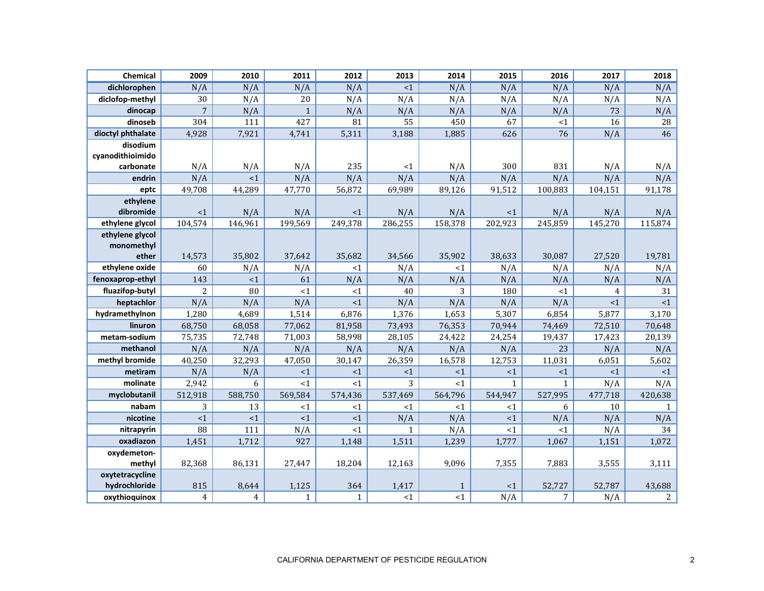| Chemical | 2009 | 2010 | 2011 | 2012 | 2013 | 2014 | 2015 | 2016 | 2017 | 2018 |
|---|---|---|---|---|---|---|---|---|---|---|
| dichlorophen | N/A | N/A | N/A | N/A | <1 | N/A | N/A | N/A | N/A | N/A |
| diclofop-methyl | 30 | N/A | 20 | N/A | N/A | N/A | N/A | N/A | N/A | N/A |
| dinocap | 7 | N/A | 1 | N/A | N/A | N/A | N/A | N/A | 73 | N/A |
| dinoseb | 304 | 111 | 427 | 81 | 55 | 450 | 67 | <1 | 16 | 28 |
| dioctyl phthalate | 4,928 | 7,921 | 4,741 | 5,311 | 3,188 | 1,885 | 626 | 76 | N/A | 46 |
| disodium cyanodithioimido carbonate | N/A | N/A | N/A | 235 | <1 | N/A | 300 | 831 | N/A | N/A |
| endrin | N/A | <1 | N/A | N/A | N/A | N/A | N/A | N/A | N/A | N/A |
| eptc | 49,708 | 44,289 | 47,770 | 56,872 | 69,989 | 89,126 | 91,512 | 100,883 | 104,151 | 91,178 |
| ethylene dibromide | <1 | N/A | N/A | <1 | N/A | N/A | <1 | N/A | N/A | N/A |
| ethylene glycol | 104,574 | 146,961 | 199,569 | 249,378 | 286,255 | 158,378 | 202,923 | 245,859 | 145,270 | 115,874 |
| ethylene glycol monomethyl ether | 14,573 | 35,802 | 37,642 | 35,682 | 34,566 | 35,902 | 38,633 | 30,087 | 27,520 | 19,781 |
| ethylene oxide | 60 | N/A | N/A | <1 | N/A | <1 | N/A | N/A | N/A | N/A |
| fenoxaprop-ethyl | 143 | <1 | 61 | N/A | N/A | N/A | N/A | N/A | N/A | N/A |
| fluazifop-butyl | 2 | 80 | <1 | <1 | 40 | 3 | 180 | <1 | 4 | 31 |
| heptachlor | N/A | N/A | N/A | <1 | N/A | N/A | N/A | N/A | <1 | <1 |
| hydramethylnon | 1,280 | 4,689 | 1,514 | 6,876 | 1,376 | 1,653 | 5,307 | 6,854 | 5,877 | 3,170 |
| linuron | 68,750 | 68,058 | 77,062 | 81,958 | 73,493 | 76,353 | 70,944 | 74,469 | 72,510 | 70,648 |
| metam-sodium | 75,735 | 72,748 | 71,003 | 58,998 | 28,105 | 24,422 | 24,254 | 19,437 | 17,423 | 20,139 |
| methanol | N/A | N/A | N/A | N/A | N/A | N/A | N/A | 23 | N/A | N/A |
| methyl bromide | 40,250 | 32,293 | 47,050 | 30,147 | 26,359 | 16,578 | 12,753 | 11,031 | 6,051 | 5,602 |
| metiram | N/A | N/A | <1 | <1 | <1 | <1 | <1 | <1 | <1 | <1 |
| molinate | 2,942 | 6 | <1 | <1 | 3 | <1 | 1 | 1 | N/A | N/A |
| myclobutanil | 512,918 | 588,750 | 569,584 | 574,436 | 537,469 | 564,796 | 544,947 | 527,995 | 477,718 | 420,638 |
| nabam | 3 | 13 | <1 | <1 | <1 | <1 | <1 | 6 | 10 | 1 |
| nicotine | <1 | <1 | <1 | <1 | N/A | N/A | <1 | N/A | N/A | N/A |
| nitrapyrin | 88 | 111 | N/A | <1 | 1 | N/A | <1 | <1 | N/A | 34 |
| oxadiazon | 1,451 | 1,712 | 927 | 1,148 | 1,511 | 1,239 | 1,777 | 1,067 | 1,151 | 1,072 |
| oxydemeton-methyl | 82,368 | 86,131 | 27,447 | 18,204 | 12,163 | 9,096 | 7,355 | 7,883 | 3,555 | 3,111 |
| oxytetracycline hydrochloride | 815 | 8,644 | 1,125 | 364 | 1,417 | 1 | <1 | 52,727 | 52,787 | 43,688 |
| oxythioquinox | 4 | 4 | 1 | 1 | <1 | <1 | N/A | 7 | N/A | 2 |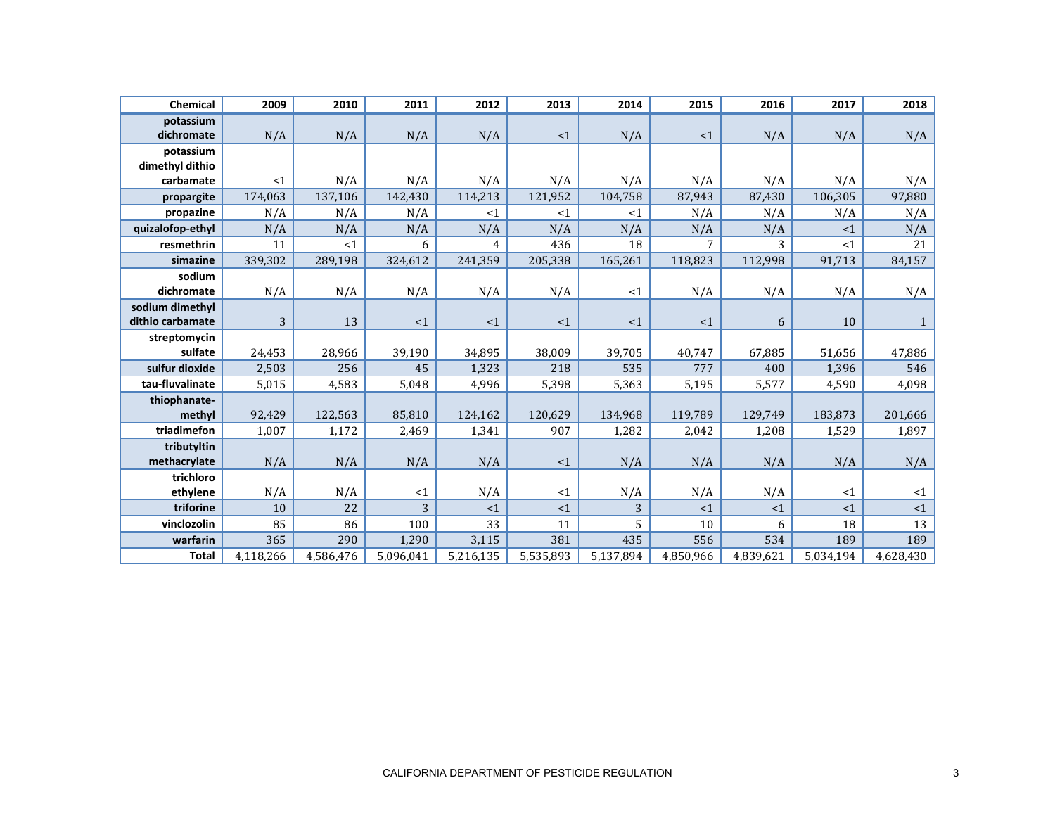| Chemical | 2009 | 2010 | 2011 | 2012 | 2013 | 2014 | 2015 | 2016 | 2017 | 2018 |
|---|---|---|---|---|---|---|---|---|---|---|
| potassium dichromate | N/A | N/A | N/A | N/A | <1 | N/A | <1 | N/A | N/A | N/A |
| potassium dimethyl dithio carbamate | <1 | N/A | N/A | N/A | N/A | N/A | N/A | N/A | N/A | N/A |
| propargite | 174,063 | 137,106 | 142,430 | 114,213 | 121,952 | 104,758 | 87,943 | 87,430 | 106,305 | 97,880 |
| propazine | N/A | N/A | N/A | <1 | <1 | <1 | N/A | N/A | N/A | N/A |
| quizalofop-ethyl | N/A | N/A | N/A | N/A | N/A | N/A | N/A | N/A | <1 | N/A |
| resmethrin | 11 | <1 | 6 | 4 | 436 | 18 | 7 | 3 | <1 | 21 |
| simazine | 339,302 | 289,198 | 324,612 | 241,359 | 205,338 | 165,261 | 118,823 | 112,998 | 91,713 | 84,157 |
| sodium dichromate | N/A | N/A | N/A | N/A | N/A | <1 | N/A | N/A | N/A | N/A |
| sodium dimethyl dithio carbamate | 3 | 13 | <1 | <1 | <1 | <1 | <1 | 6 | 10 | 1 |
| streptomycin sulfate | 24,453 | 28,966 | 39,190 | 34,895 | 38,009 | 39,705 | 40,747 | 67,885 | 51,656 | 47,886 |
| sulfur dioxide | 2,503 | 256 | 45 | 1,323 | 218 | 535 | 777 | 400 | 1,396 | 546 |
| tau-fluvalinate | 5,015 | 4,583 | 5,048 | 4,996 | 5,398 | 5,363 | 5,195 | 5,577 | 4,590 | 4,098 |
| thiophanate-methyl | 92,429 | 122,563 | 85,810 | 124,162 | 120,629 | 134,968 | 119,789 | 129,749 | 183,873 | 201,666 |
| triadimefon | 1,007 | 1,172 | 2,469 | 1,341 | 907 | 1,282 | 2,042 | 1,208 | 1,529 | 1,897 |
| tributyltin methacrylate | N/A | N/A | N/A | N/A | <1 | N/A | N/A | N/A | N/A | N/A |
| trichloro ethylene | N/A | N/A | <1 | N/A | <1 | N/A | N/A | N/A | <1 | <1 |
| triforine | 10 | 22 | 3 | <1 | <1 | 3 | <1 | <1 | <1 | <1 |
| vinclozolin | 85 | 86 | 100 | 33 | 11 | 5 | 10 | 6 | 18 | 13 |
| warfarin | 365 | 290 | 1,290 | 3,115 | 381 | 435 | 556 | 534 | 189 | 189 |
| Total | 4,118,266 | 4,586,476 | 5,096,041 | 5,216,135 | 5,535,893 | 5,137,894 | 4,850,966 | 4,839,621 | 5,034,194 | 4,628,430 |